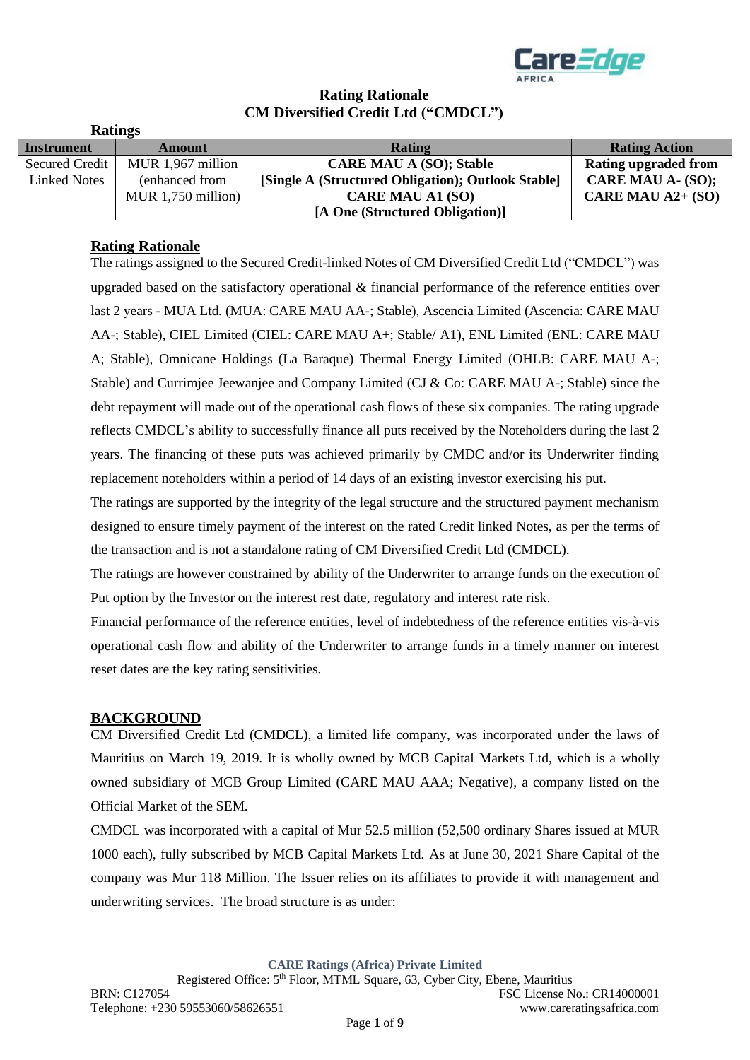# Rating Rationale

## CM Diversified Credit Ltd ("CMDCL")

**Ratings**

| Instrument | Amount | Rating | Rating Action |
|---|---|---|---|
| Secured Credit Linked Notes | MUR 1,967 million (enhanced from MUR 1,750 million) | **CARE MAU A (SO); Stable [Single A (Structured Obligation); Outlook Stable] CARE MAU A1 (SO) [A One (Structured Obligation)]** | **Rating upgraded from CARE MAU A- (SO); CARE MAU A2+ (SO)** |

## Rating Rationale

The ratings assigned to the Secured Credit-linked Notes of CM Diversified Credit Ltd ("CMDCL") was upgraded based on the satisfactory operational & financial performance of the reference entities over last 2 years - MUA Ltd. (MUA: CARE MAU AA-; Stable), Ascencia Limited (Ascencia: CARE MAU AA-; Stable), CIEL Limited (CIEL: CARE MAU A+; Stable/ A1), ENL Limited (ENL: CARE MAU A; Stable), Omnicane Holdings (La Baraque) Thermal Energy Limited (OHLB: CARE MAU A-; Stable) and Currimjee Jeewanjee and Company Limited (CJ & Co: CARE MAU A-; Stable) since the debt repayment will made out of the operational cash flows of these six companies. The rating upgrade reflects CMDCL's ability to successfully finance all puts received by the Noteholders during the last 2 years. The financing of these puts was achieved primarily by CMDC and/or its Underwriter finding replacement noteholders within a period of 14 days of an existing investor exercising his put.

The ratings are supported by the integrity of the legal structure and the structured payment mechanism designed to ensure timely payment of the interest on the rated Credit linked Notes, as per the terms of the transaction and is not a standalone rating of CM Diversified Credit Ltd (CMDCL).

The ratings are however constrained by ability of the Underwriter to arrange funds on the execution of Put option by the Investor on the interest rest date, regulatory and interest rate risk.

Financial performance of the reference entities, level of indebtedness of the reference entities vis-à-vis operational cash flow and ability of the Underwriter to arrange funds in a timely manner on interest reset dates are the key rating sensitivities.

## BACKGROUND

CM Diversified Credit Ltd (CMDCL), a limited life company, was incorporated under the laws of Mauritius on March 19, 2019. It is wholly owned by MCB Capital Markets Ltd, which is a wholly owned subsidiary of MCB Group Limited (CARE MAU AAA; Negative), a company listed on the Official Market of the SEM.

CMDCL was incorporated with a capital of Mur 52.5 million (52,500 ordinary Shares issued at MUR 1000 each), fully subscribed by MCB Capital Markets Ltd. As at June 30, 2021 Share Capital of the company was Mur 118 Million. The Issuer relies on its affiliates to provide it with management and underwriting services. The broad structure is as under: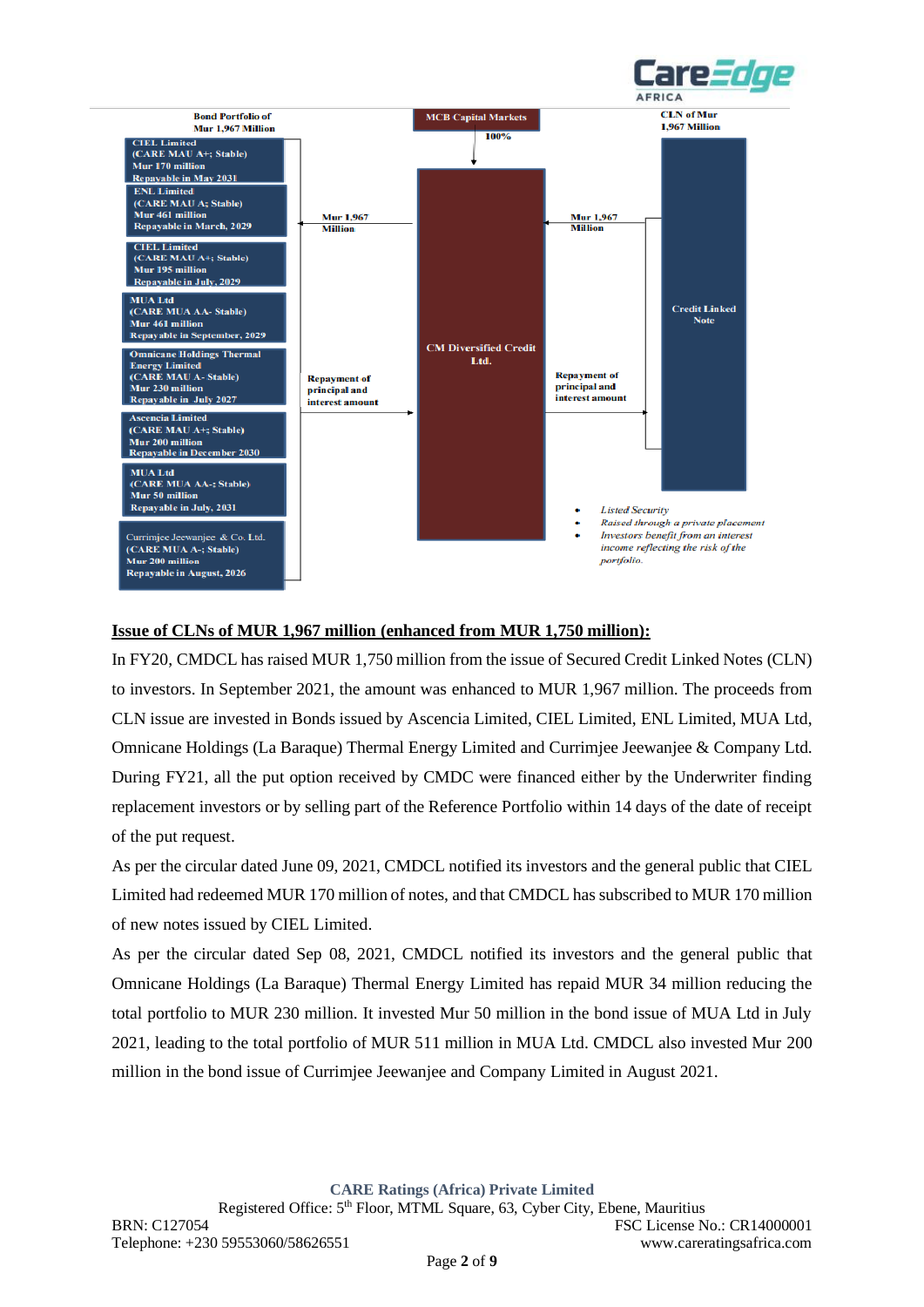Bond Portfolio of Mur 1,967 Million

- CIEL Limited (CARE MAU A+; Stable) Mur 170 million Repayable in May 2031
- ENL Limited (CARE MAU A; Stable) Mur 461 million Repayable in March, 2029
- CIEL Limited (CARE MAU A+; Stable) Mur 195 million Repayable in July, 2029
- MUA Ltd (CARE MUA AA- Stable) Mur 461 million Repayable in September, 2029
- Omnicane Holdings Thermal Energy Limited (CARE MAU A- Stable) Mur 230 million Repayable in July 2027
- Ascencia Limited (CARE MAU A+; Stable) Mur 200 million Repayable in December 2030
- MUA Ltd (CARE MUA AA-; Stable) Mur 50 million Repayable in July, 2031
- Currimjee Jeewanjee & Co. Ltd. (CARE MUA A-; Stable) Mur 200 million Repayable in August, 2026

MCB Capital Markets — 100% → CM Diversified Credit Ltd.

CM Diversified Credit Ltd. → Mur 1,967 Million → Bond Portfolio; Bond Portfolio → Repayment of principal and interest amount → CM Diversified Credit Ltd.

Credit Linked Note (CLN of Mur 1,967 Million) → Mur 1,967 Million → CM Diversified Credit Ltd.; CM Diversified Credit Ltd. → Repayment of principal and interest amount → Credit Linked Note

- *Listed Security*
- *Raised through a private placement*
- *Investors benefit from an interest income reflecting the risk of the portfolio.*

**Issue of CLNs of MUR 1,967 million (enhanced from MUR 1,750 million):**

In FY20, CMDCL has raised MUR 1,750 million from the issue of Secured Credit Linked Notes (CLN) to investors. In September 2021, the amount was enhanced to MUR 1,967 million. The proceeds from CLN issue are invested in Bonds issued by Ascencia Limited, CIEL Limited, ENL Limited, MUA Ltd, Omnicane Holdings (La Baraque) Thermal Energy Limited and Currimjee Jeewanjee & Company Ltd. During FY21, all the put option received by CMDC were financed either by the Underwriter finding replacement investors or by selling part of the Reference Portfolio within 14 days of the date of receipt of the put request.

As per the circular dated June 09, 2021, CMDCL notified its investors and the general public that CIEL Limited had redeemed MUR 170 million of notes, and that CMDCL has subscribed to MUR 170 million of new notes issued by CIEL Limited.

As per the circular dated Sep 08, 2021, CMDCL notified its investors and the general public that Omnicane Holdings (La Baraque) Thermal Energy Limited has repaid MUR 34 million reducing the total portfolio to MUR 230 million. It invested Mur 50 million in the bond issue of MUA Ltd in July 2021, leading to the total portfolio of MUR 511 million in MUA Ltd. CMDCL also invested Mur 200 million in the bond issue of Currimjee Jeewanjee and Company Limited in August 2021.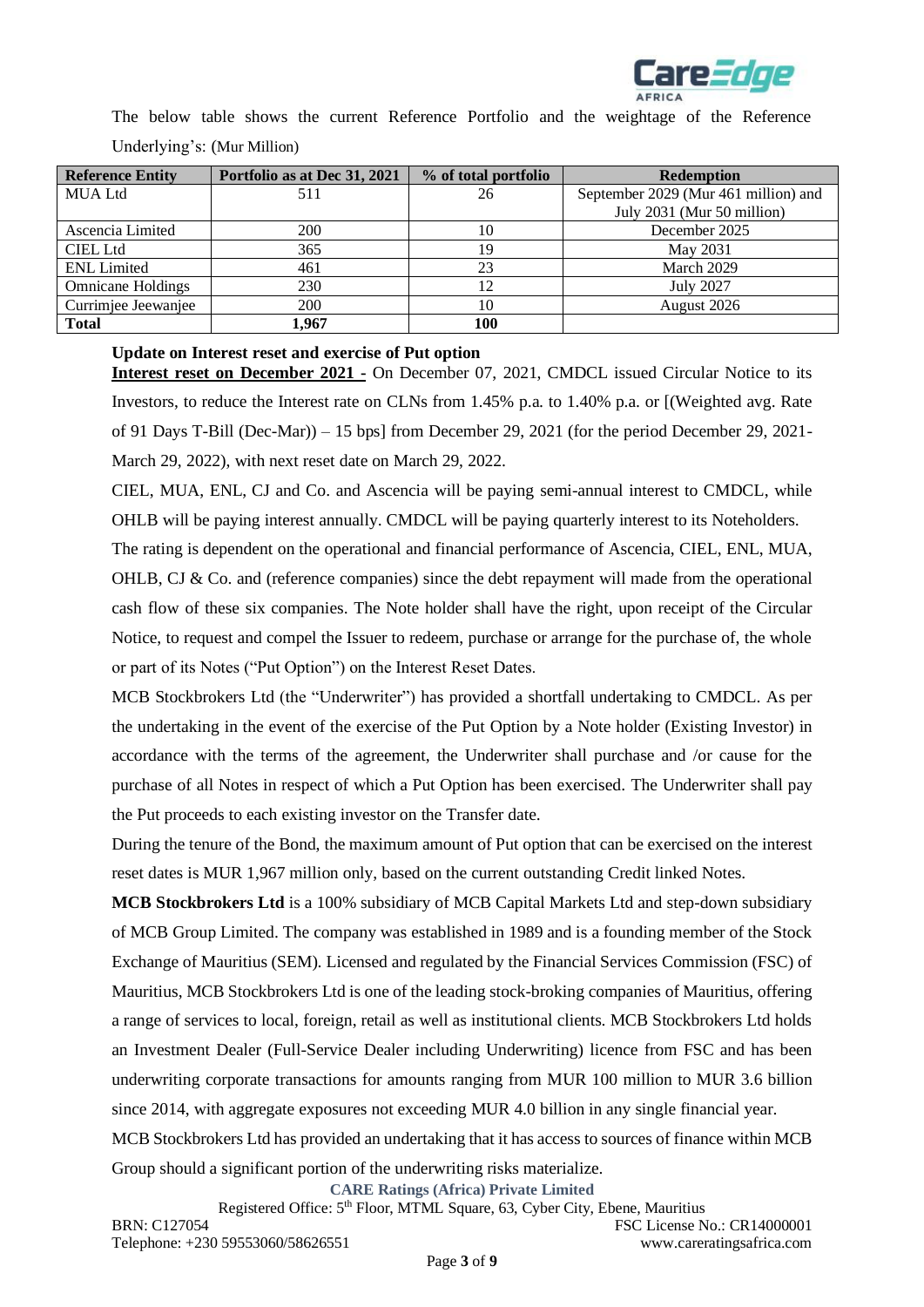The below table shows the current Reference Portfolio and the weightage of the Reference Underlying's: (Mur Million)

| Reference Entity | Portfolio as at Dec 31, 2021 | % of total portfolio | Redemption |
|---|---|---|---|
| MUA Ltd | 511 | 26 | September 2029 (Mur 461 million) and July 2031 (Mur 50 million) |
| Ascencia Limited | 200 | 10 | December 2025 |
| CIEL Ltd | 365 | 19 | May 2031 |
| ENL Limited | 461 | 23 | March 2029 |
| Omnicane Holdings | 230 | 12 | July 2027 |
| Currimjee Jeewanjee | 200 | 10 | August 2026 |
| **Total** | **1,967** | **100** | |

**Update on Interest reset and exercise of Put option**

**Interest reset on December 2021 -** On December 07, 2021, CMDCL issued Circular Notice to its Investors, to reduce the Interest rate on CLNs from 1.45% p.a. to 1.40% p.a. or [(Weighted avg. Rate of 91 Days T-Bill (Dec-Mar)) – 15 bps] from December 29, 2021 (for the period December 29, 2021-March 29, 2022), with next reset date on March 29, 2022.

CIEL, MUA, ENL, CJ and Co. and Ascencia will be paying semi-annual interest to CMDCL, while OHLB will be paying interest annually. CMDCL will be paying quarterly interest to its Noteholders.

The rating is dependent on the operational and financial performance of Ascencia, CIEL, ENL, MUA, OHLB, CJ & Co. and (reference companies) since the debt repayment will made from the operational cash flow of these six companies. The Note holder shall have the right, upon receipt of the Circular Notice, to request and compel the Issuer to redeem, purchase or arrange for the purchase of, the whole or part of its Notes ("Put Option") on the Interest Reset Dates.

MCB Stockbrokers Ltd (the "Underwriter") has provided a shortfall undertaking to CMDCL. As per the undertaking in the event of the exercise of the Put Option by a Note holder (Existing Investor) in accordance with the terms of the agreement, the Underwriter shall purchase and /or cause for the purchase of all Notes in respect of which a Put Option has been exercised. The Underwriter shall pay the Put proceeds to each existing investor on the Transfer date.

During the tenure of the Bond, the maximum amount of Put option that can be exercised on the interest reset dates is MUR 1,967 million only, based on the current outstanding Credit linked Notes.

**MCB Stockbrokers Ltd** is a 100% subsidiary of MCB Capital Markets Ltd and step-down subsidiary of MCB Group Limited. The company was established in 1989 and is a founding member of the Stock Exchange of Mauritius (SEM). Licensed and regulated by the Financial Services Commission (FSC) of Mauritius, MCB Stockbrokers Ltd is one of the leading stock-broking companies of Mauritius, offering a range of services to local, foreign, retail as well as institutional clients. MCB Stockbrokers Ltd holds an Investment Dealer (Full-Service Dealer including Underwriting) licence from FSC and has been underwriting corporate transactions for amounts ranging from MUR 100 million to MUR 3.6 billion since 2014, with aggregate exposures not exceeding MUR 4.0 billion in any single financial year.

MCB Stockbrokers Ltd has provided an undertaking that it has access to sources of finance within MCB Group should a significant portion of the underwriting risks materialize.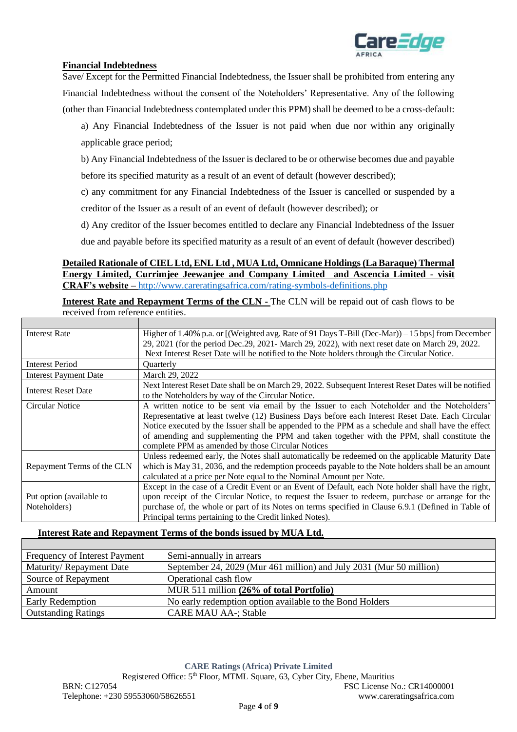**Financial Indebtedness**

Save/ Except for the Permitted Financial Indebtedness, the Issuer shall be prohibited from entering any Financial Indebtedness without the consent of the Noteholders' Representative. Any of the following (other than Financial Indebtedness contemplated under this PPM) shall be deemed to be a cross-default:

a) Any Financial Indebtedness of the Issuer is not paid when due nor within any originally applicable grace period;

b) Any Financial Indebtedness of the Issuer is declared to be or otherwise becomes due and payable before its specified maturity as a result of an event of default (however described);

c) any commitment for any Financial Indebtedness of the Issuer is cancelled or suspended by a creditor of the Issuer as a result of an event of default (however described); or

d) Any creditor of the Issuer becomes entitled to declare any Financial Indebtedness of the Issuer due and payable before its specified maturity as a result of an event of default (however described)

**Detailed Rationale of CIEL Ltd, ENL Ltd , MUA Ltd, Omnicane Holdings (La Baraque) Thermal Energy Limited, Currimjee Jeewanjee and Company Limited and Ascencia Limited - visit CRAF's website –** http://www.careratingsafrica.com/rating-symbols-definitions.php

**Interest Rate and Repayment Terms of the CLN -** The CLN will be repaid out of cash flows to be received from reference entities.

| | |
|---|---|
| Interest Rate | Higher of 1.40% p.a. or [(Weighted avg. Rate of 91 Days T-Bill (Dec-Mar)) – 15 bps] from December 29, 2021 (for the period Dec.29, 2021- March 29, 2022), with next reset date on March 29, 2022. Next Interest Reset Date will be notified to the Note holders through the Circular Notice. |
| Interest Period | Quarterly |
| Interest Payment Date | March 29, 2022 |
| Interest Reset Date | Next Interest Reset Date shall be on March 29, 2022. Subsequent Interest Reset Dates will be notified to the Noteholders by way of the Circular Notice. |
| Circular Notice | A written notice to be sent via email by the Issuer to each Noteholder and the Noteholders' Representative at least twelve (12) Business Days before each Interest Reset Date. Each Circular Notice executed by the Issuer shall be appended to the PPM as a schedule and shall have the effect of amending and supplementing the PPM and taken together with the PPM, shall constitute the complete PPM as amended by those Circular Notices |
| Repayment Terms of the CLN | Unless redeemed early, the Notes shall automatically be redeemed on the applicable Maturity Date which is May 31, 2036, and the redemption proceeds payable to the Note holders shall be an amount calculated at a price per Note equal to the Nominal Amount per Note. |
| Put option (available to Noteholders) | Except in the case of a Credit Event or an Event of Default, each Note holder shall have the right, upon receipt of the Circular Notice, to request the Issuer to redeem, purchase or arrange for the purchase of, the whole or part of its Notes on terms specified in Clause 6.9.1 (Defined in Table of Principal terms pertaining to the Credit linked Notes). |

**Interest Rate and Repayment Terms of the bonds issued by MUA Ltd.**

| | |
|---|---|
| Frequency of Interest Payment | Semi-annually in arrears |
| Maturity/ Repayment Date | September 24, 2029 (Mur 461 million) and July 2031 (Mur 50 million) |
| Source of Repayment | Operational cash flow |
| Amount | MUR 511 million **(26% of total Portfolio)** |
| Early Redemption | No early redemption option available to the Bond Holders |
| Outstanding Ratings | CARE MAU AA-; Stable |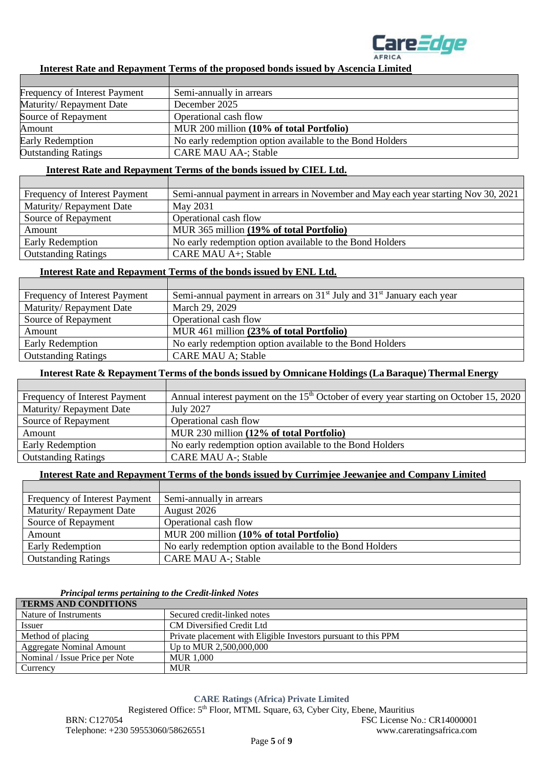**Interest Rate and Repayment Terms of the proposed bonds issued by Ascencia Limited**

| | |
|---|---|
| Frequency of Interest Payment | Semi-annually in arrears |
| Maturity/ Repayment Date | December 2025 |
| Source of Repayment | Operational cash flow |
| Amount | MUR 200 million **(10% of total Portfolio)** |
| Early Redemption | No early redemption option available to the Bond Holders |
| Outstanding Ratings | CARE MAU AA-; Stable |

**Interest Rate and Repayment Terms of the bonds issued by CIEL Ltd.**

| | |
|---|---|
| Frequency of Interest Payment | Semi-annual payment in arrears in November and May each year starting Nov 30, 2021 |
| Maturity/ Repayment Date | May 2031 |
| Source of Repayment | Operational cash flow |
| Amount | MUR 365 million **(19% of total Portfolio)** |
| Early Redemption | No early redemption option available to the Bond Holders |
| Outstanding Ratings | CARE MAU A+; Stable |

**Interest Rate and Repayment Terms of the bonds issued by ENL Ltd.**

| | |
|---|---|
| Frequency of Interest Payment | Semi-annual payment in arrears on 31st July and 31st January each year |
| Maturity/ Repayment Date | March 29, 2029 |
| Source of Repayment | Operational cash flow |
| Amount | MUR 461 million **(23% of total Portfolio)** |
| Early Redemption | No early redemption option available to the Bond Holders |
| Outstanding Ratings | CARE MAU A; Stable |

**Interest Rate & Repayment Terms of the bonds issued by Omnicane Holdings (La Baraque) Thermal Energy**

| | |
|---|---|
| Frequency of Interest Payment | Annual interest payment on the 15th October of every year starting on October 15, 2020 |
| Maturity/ Repayment Date | July 2027 |
| Source of Repayment | Operational cash flow |
| Amount | MUR 230 million **(12% of total Portfolio)** |
| Early Redemption | No early redemption option available to the Bond Holders |
| Outstanding Ratings | CARE MAU A-; Stable |

**Interest Rate and Repayment Terms of the bonds issued by Currimjee Jeewanjee and Company Limited**

| | |
|---|---|
| Frequency of Interest Payment | Semi-annually in arrears |
| Maturity/ Repayment Date | August 2026 |
| Source of Repayment | Operational cash flow |
| Amount | MUR 200 million **(10% of total Portfolio)** |
| Early Redemption | No early redemption option available to the Bond Holders |
| Outstanding Ratings | CARE MAU A-; Stable |

***Principal terms pertaining to the Credit-linked Notes***

| **TERMS AND CONDITIONS** | |
|---|---|
| Nature of Instruments | Secured credit-linked notes |
| Issuer | CM Diversified Credit Ltd |
| Method of placing | Private placement with Eligible Investors pursuant to this PPM |
| Aggregate Nominal Amount | Up to MUR 2,500,000,000 |
| Nominal / Issue Price per Note | MUR 1,000 |
| Currency | MUR |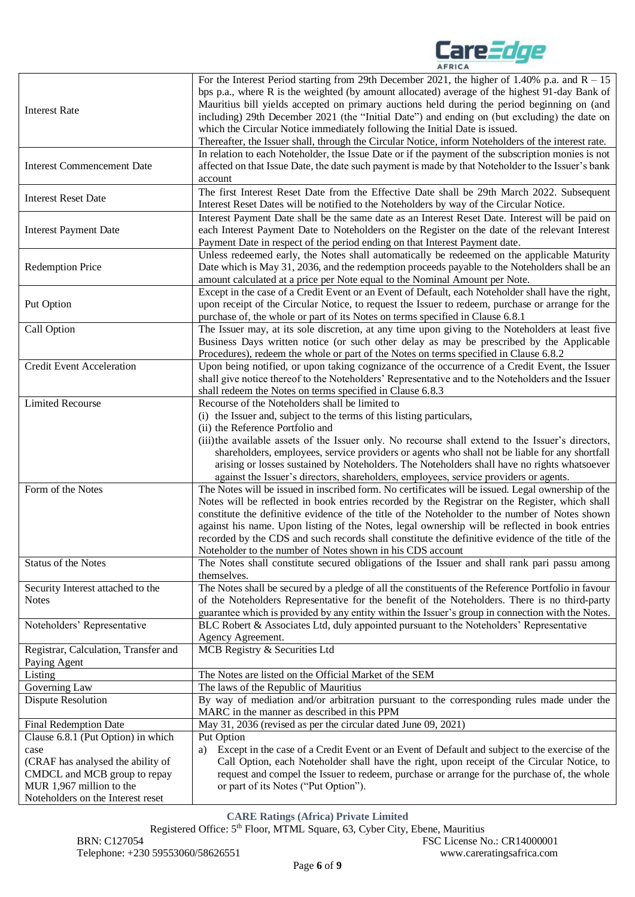| | |
|---|---|
| Interest Rate | For the Interest Period starting from 29th December 2021, the higher of 1.40% p.a. and R – 15 bps p.a., where R is the weighted (by amount allocated) average of the highest 91-day Bank of Mauritius bill yields accepted on primary auctions held during the period beginning on (and including) 29th December 2021 (the "Initial Date") and ending on (but excluding) the date on which the Circular Notice immediately following the Initial Date is issued.<br>Thereafter, the Issuer shall, through the Circular Notice, inform Noteholders of the interest rate. |
| Interest Commencement Date | In relation to each Noteholder, the Issue Date or if the payment of the subscription monies is not affected on that Issue Date, the date such payment is made by that Noteholder to the Issuer's bank account |
| Interest Reset Date | The first Interest Reset Date from the Effective Date shall be 29th March 2022. Subsequent Interest Reset Dates will be notified to the Noteholders by way of the Circular Notice. |
| Interest Payment Date | Interest Payment Date shall be the same date as an Interest Reset Date. Interest will be paid on each Interest Payment Date to Noteholders on the Register on the date of the relevant Interest Payment Date in respect of the period ending on that Interest Payment date. |
| Redemption Price | Unless redeemed early, the Notes shall automatically be redeemed on the applicable Maturity Date which is May 31, 2036, and the redemption proceeds payable to the Noteholders shall be an amount calculated at a price per Note equal to the Nominal Amount per Note. |
| Put Option | Except in the case of a Credit Event or an Event of Default, each Noteholder shall have the right, upon receipt of the Circular Notice, to request the Issuer to redeem, purchase or arrange for the purchase of, the whole or part of its Notes on terms specified in Clause 6.8.1 |
| Call Option | The Issuer may, at its sole discretion, at any time upon giving to the Noteholders at least five Business Days written notice (or such other delay as may be prescribed by the Applicable Procedures), redeem the whole or part of the Notes on terms specified in Clause 6.8.2 |
| Credit Event Acceleration | Upon being notified, or upon taking cognizance of the occurrence of a Credit Event, the Issuer shall give notice thereof to the Noteholders' Representative and to the Noteholders and the Issuer shall redeem the Notes on terms specified in Clause 6.8.3 |
| Limited Recourse | Recourse of the Noteholders shall be limited to<br>(i) the Issuer and, subject to the terms of this listing particulars,<br>(ii) the Reference Portfolio and<br>(iii) the available assets of the Issuer only. No recourse shall extend to the Issuer's directors, shareholders, employees, service providers or agents who shall not be liable for any shortfall arising or losses sustained by Noteholders. The Noteholders shall have no rights whatsoever against the Issuer's directors, shareholders, employees, service providers or agents. |
| Form of the Notes | The Notes will be issued in inscribed form. No certificates will be issued. Legal ownership of the Notes will be reflected in book entries recorded by the Registrar on the Register, which shall constitute the definitive evidence of the title of the Noteholder to the number of Notes shown against his name. Upon listing of the Notes, legal ownership will be reflected in book entries recorded by the CDS and such records shall constitute the definitive evidence of the title of the Noteholder to the number of Notes shown in his CDS account |
| Status of the Notes | The Notes shall constitute secured obligations of the Issuer and shall rank pari passu among themselves. |
| Security Interest attached to the Notes | The Notes shall be secured by a pledge of all the constituents of the Reference Portfolio in favour of the Noteholders Representative for the benefit of the Noteholders. There is no third-party guarantee which is provided by any entity within the Issuer's group in connection with the Notes. |
| Noteholders' Representative | BLC Robert & Associates Ltd, duly appointed pursuant to the Noteholders' Representative Agency Agreement. |
| Registrar, Calculation, Transfer and Paying Agent | MCB Registry & Securities Ltd |
| Listing | The Notes are listed on the Official Market of the SEM |
| Governing Law | The laws of the Republic of Mauritius |
| Dispute Resolution | By way of mediation and/or arbitration pursuant to the corresponding rules made under the MARC in the manner as described in this PPM |
| Final Redemption Date | May 31, 2036 (revised as per the circular dated June 09, 2021) |
| Clause 6.8.1 (Put Option) in which case<br>(CRAF has analysed the ability of CMDCL and MCB group to repay MUR 1,967 million to the Noteholders on the Interest reset | Put Option<br>a) Except in the case of a Credit Event or an Event of Default and subject to the exercise of the Call Option, each Noteholder shall have the right, upon receipt of the Circular Notice, to request and compel the Issuer to redeem, purchase or arrange for the purchase of, the whole or part of its Notes ("Put Option"). |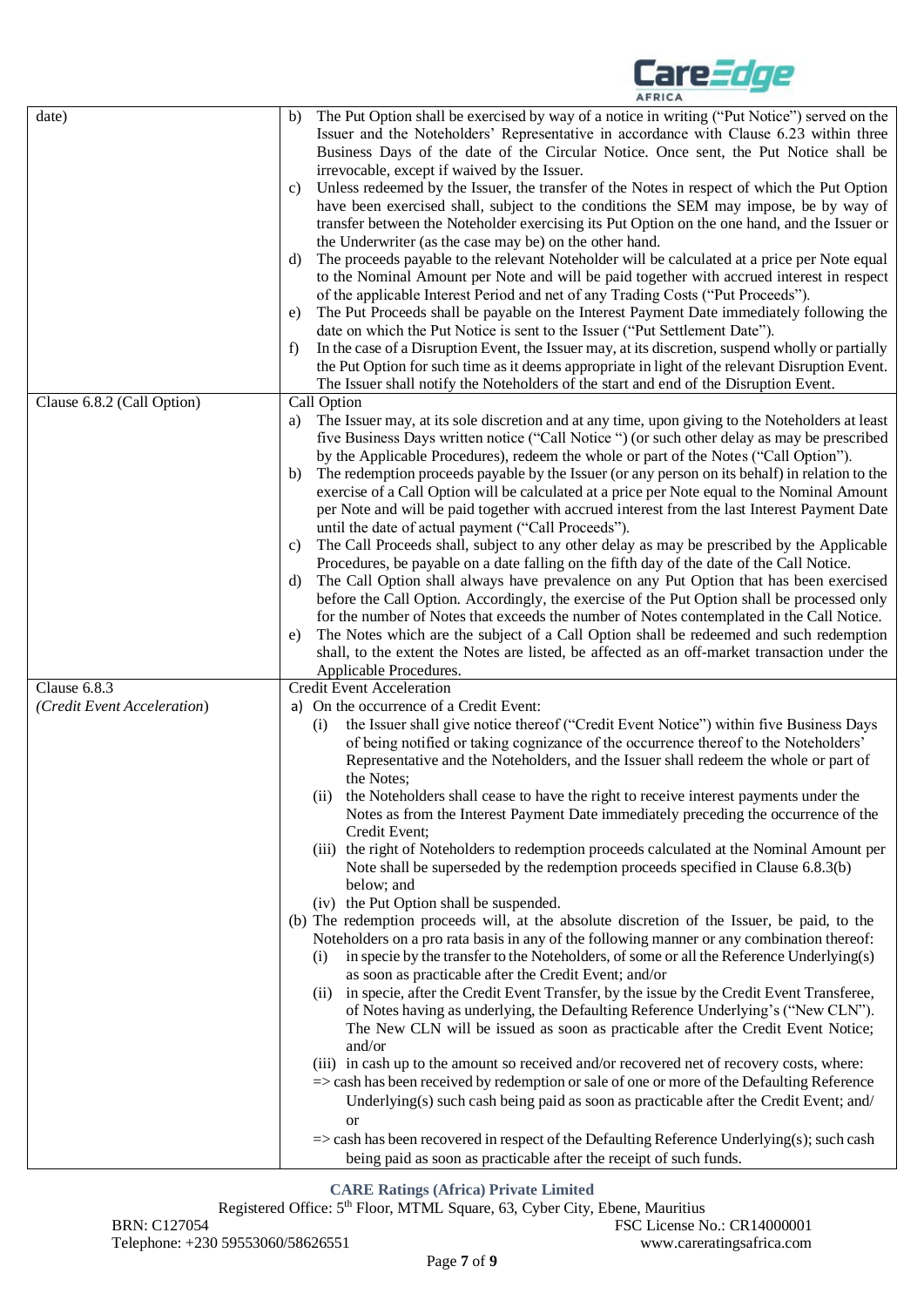| | |
|---|---|
| date) | b) The Put Option shall be exercised by way of a notice in writing ("Put Notice") served on the Issuer and the Noteholders' Representative in accordance with Clause 6.23 within three Business Days of the date of the Circular Notice. Once sent, the Put Notice shall be irrevocable, except if waived by the Issuer.<br>c) Unless redeemed by the Issuer, the transfer of the Notes in respect of which the Put Option have been exercised shall, subject to the conditions the SEM may impose, be by way of transfer between the Noteholder exercising its Put Option on the one hand, and the Issuer or the Underwriter (as the case may be) on the other hand.<br>d) The proceeds payable to the relevant Noteholder will be calculated at a price per Note equal to the Nominal Amount per Note and will be paid together with accrued interest in respect of the applicable Interest Period and net of any Trading Costs ("Put Proceeds").<br>e) The Put Proceeds shall be payable on the Interest Payment Date immediately following the date on which the Put Notice is sent to the Issuer ("Put Settlement Date").<br>f) In the case of a Disruption Event, the Issuer may, at its discretion, suspend wholly or partially the Put Option for such time as it deems appropriate in light of the relevant Disruption Event. The Issuer shall notify the Noteholders of the start and end of the Disruption Event. |
| Clause 6.8.2 (Call Option) | Call Option<br>a) The Issuer may, at its sole discretion and at any time, upon giving to the Noteholders at least five Business Days written notice ("Call Notice ") (or such other delay as may be prescribed by the Applicable Procedures), redeem the whole or part of the Notes ("Call Option").<br>b) The redemption proceeds payable by the Issuer (or any person on its behalf) in relation to the exercise of a Call Option will be calculated at a price per Note equal to the Nominal Amount per Note and will be paid together with accrued interest from the last Interest Payment Date until the date of actual payment ("Call Proceeds").<br>c) The Call Proceeds shall, subject to any other delay as may be prescribed by the Applicable Procedures, be payable on a date falling on the fifth day of the date of the Call Notice.<br>d) The Call Option shall always have prevalence on any Put Option that has been exercised before the Call Option. Accordingly, the exercise of the Put Option shall be processed only for the number of Notes that exceeds the number of Notes contemplated in the Call Notice.<br>e) The Notes which are the subject of a Call Option shall be redeemed and such redemption shall, to the extent the Notes are listed, be affected as an off-market transaction under the Applicable Procedures. |
| Clause 6.8.3<br>*(Credit Event Acceleration)* | Credit Event Acceleration<br>a) On the occurrence of a Credit Event:<br>(i) the Issuer shall give notice thereof ("Credit Event Notice") within five Business Days of being notified or taking cognizance of the occurrence thereof to the Noteholders' Representative and the Noteholders, and the Issuer shall redeem the whole or part of the Notes;<br>(ii) the Noteholders shall cease to have the right to receive interest payments under the Notes as from the Interest Payment Date immediately preceding the occurrence of the Credit Event;<br>(iii) the right of Noteholders to redemption proceeds calculated at the Nominal Amount per Note shall be superseded by the redemption proceeds specified in Clause 6.8.3(b) below; and<br>(iv) the Put Option shall be suspended.<br>(b) The redemption proceeds will, at the absolute discretion of the Issuer, be paid, to the Noteholders on a pro rata basis in any of the following manner or any combination thereof:<br>(i) in specie by the transfer to the Noteholders, of some or all the Reference Underlying(s) as soon as practicable after the Credit Event; and/or<br>(ii) in specie, after the Credit Event Transfer, by the issue by the Credit Event Transferee, of Notes having as underlying, the Defaulting Reference Underlying's ("New CLN"). The New CLN will be issued as soon as practicable after the Credit Event Notice; and/or<br>(iii) in cash up to the amount so received and/or recovered net of recovery costs, where:<br>=> cash has been received by redemption or sale of one or more of the Defaulting Reference Underlying(s) such cash being paid as soon as practicable after the Credit Event; and/ or<br>=> cash has been recovered in respect of the Defaulting Reference Underlying(s); such cash being paid as soon as practicable after the receipt of such funds. |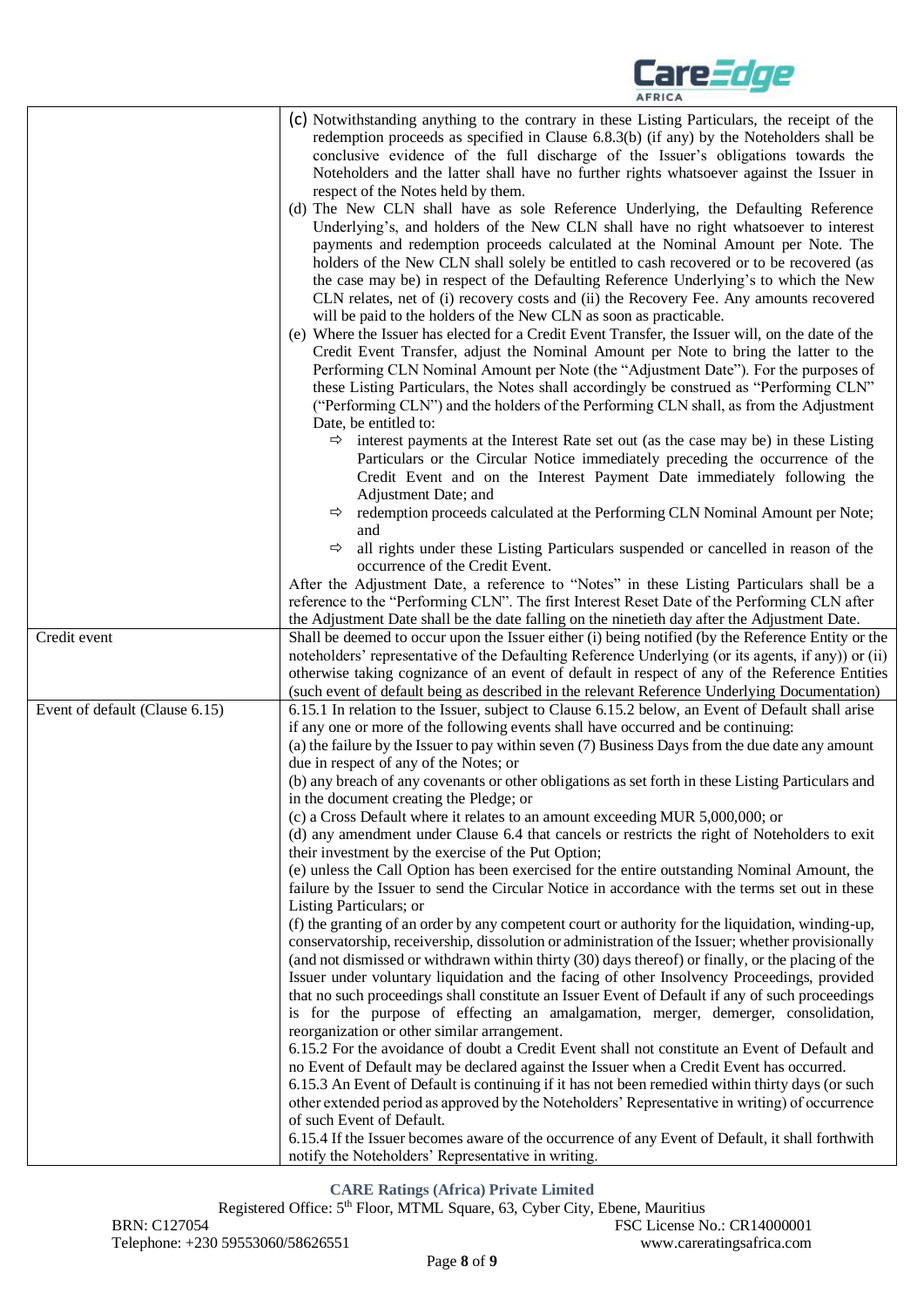| | |
|---|---|
| | (c) Notwithstanding anything to the contrary in these Listing Particulars, the receipt of the redemption proceeds as specified in Clause 6.8.3(b) (if any) by the Noteholders shall be conclusive evidence of the full discharge of the Issuer's obligations towards the Noteholders and the latter shall have no further rights whatsoever against the Issuer in respect of the Notes held by them.<br>(d) The New CLN shall have as sole Reference Underlying, the Defaulting Reference Underlying's, and holders of the New CLN shall have no right whatsoever to interest payments and redemption proceeds calculated at the Nominal Amount per Note. The holders of the New CLN shall solely be entitled to cash recovered or to be recovered (as the case may be) in respect of the Defaulting Reference Underlying's to which the New CLN relates, net of (i) recovery costs and (ii) the Recovery Fee. Any amounts recovered will be paid to the holders of the New CLN as soon as practicable.<br>(e) Where the Issuer has elected for a Credit Event Transfer, the Issuer will, on the date of the Credit Event Transfer, adjust the Nominal Amount per Note to bring the latter to the Performing CLN Nominal Amount per Note (the "Adjustment Date"). For the purposes of these Listing Particulars, the Notes shall accordingly be construed as "Performing CLN" ("Performing CLN") and the holders of the Performing CLN shall, as from the Adjustment Date, be entitled to:<br>⇨ interest payments at the Interest Rate set out (as the case may be) in these Listing Particulars or the Circular Notice immediately preceding the occurrence of the Credit Event and on the Interest Payment Date immediately following the Adjustment Date; and<br>⇨ redemption proceeds calculated at the Performing CLN Nominal Amount per Note; and<br>⇨ all rights under these Listing Particulars suspended or cancelled in reason of the occurrence of the Credit Event.<br>After the Adjustment Date, a reference to "Notes" in these Listing Particulars shall be a reference to the "Performing CLN". The first Interest Reset Date of the Performing CLN after the Adjustment Date shall be the date falling on the ninetieth day after the Adjustment Date. |
| Credit event | Shall be deemed to occur upon the Issuer either (i) being notified (by the Reference Entity or the noteholders' representative of the Defaulting Reference Underlying (or its agents, if any)) or (ii) otherwise taking cognizance of an event of default in respect of any of the Reference Entities (such event of default being as described in the relevant Reference Underlying Documentation) |
| Event of default (Clause 6.15) | 6.15.1 In relation to the Issuer, subject to Clause 6.15.2 below, an Event of Default shall arise if any one or more of the following events shall have occurred and be continuing:<br>(a) the failure by the Issuer to pay within seven (7) Business Days from the due date any amount due in respect of any of the Notes; or<br>(b) any breach of any covenants or other obligations as set forth in these Listing Particulars and in the document creating the Pledge; or<br>(c) a Cross Default where it relates to an amount exceeding MUR 5,000,000; or<br>(d) any amendment under Clause 6.4 that cancels or restricts the right of Noteholders to exit their investment by the exercise of the Put Option;<br>(e) unless the Call Option has been exercised for the entire outstanding Nominal Amount, the failure by the Issuer to send the Circular Notice in accordance with the terms set out in these Listing Particulars; or<br>(f) the granting of an order by any competent court or authority for the liquidation, winding-up, conservatorship, receivership, dissolution or administration of the Issuer; whether provisionally (and not dismissed or withdrawn within thirty (30) days thereof) or finally, or the placing of the Issuer under voluntary liquidation and the facing of other Insolvency Proceedings, provided that no such proceedings shall constitute an Issuer Event of Default if any of such proceedings is for the purpose of effecting an amalgamation, merger, demerger, consolidation, reorganization or other similar arrangement.<br>6.15.2 For the avoidance of doubt a Credit Event shall not constitute an Event of Default and no Event of Default may be declared against the Issuer when a Credit Event has occurred.<br>6.15.3 An Event of Default is continuing if it has not been remedied within thirty days (or such other extended period as approved by the Noteholders' Representative in writing) of occurrence of such Event of Default.<br>6.15.4 If the Issuer becomes aware of the occurrence of any Event of Default, it shall forthwith notify the Noteholders' Representative in writing. |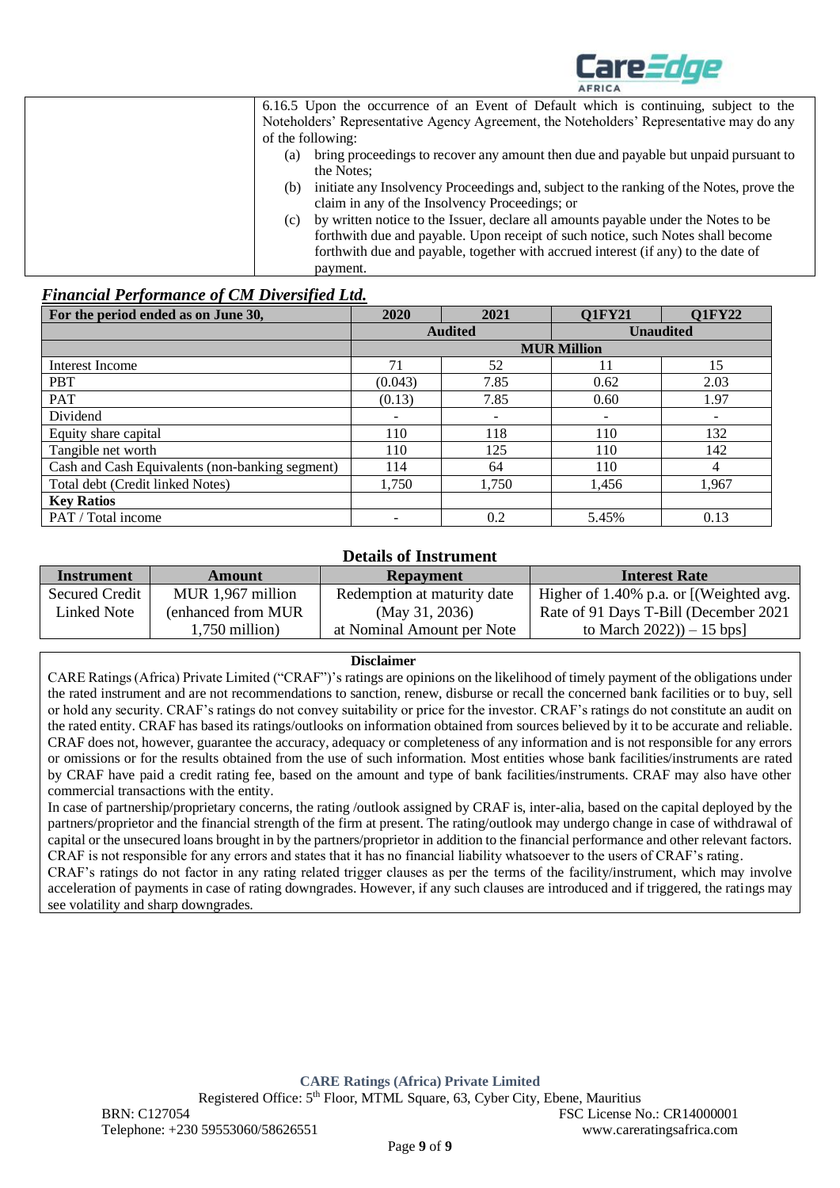| | |
|---|---|
| | 6.16.5 Upon the occurrence of an Event of Default which is continuing, subject to the Noteholders' Representative Agency Agreement, the Noteholders' Representative may do any of the following:<br>(a) bring proceedings to recover any amount then due and payable but unpaid pursuant to the Notes;<br>(b) initiate any Insolvency Proceedings and, subject to the ranking of the Notes, prove the claim in any of the Insolvency Proceedings; or<br>(c) by written notice to the Issuer, declare all amounts payable under the Notes to be forthwith due and payable. Upon receipt of such notice, such Notes shall become forthwith due and payable, together with accrued interest (if any) to the date of payment. |

## ***Financial Performance of CM Diversified Ltd.***

| For the period ended as on June 30, | 2020 | 2021 | Q1FY21 | Q1FY22 |
|---|---|---|---|---|
| | Audited | | Unaudited | |
| | MUR Million | | | |
| Interest Income | 71 | 52 | 11 | 15 |
| PBT | (0.043) | 7.85 | 0.62 | 2.03 |
| PAT | (0.13) | 7.85 | 0.60 | 1.97 |
| Dividend | - | - | - | - |
| Equity share capital | 110 | 118 | 110 | 132 |
| Tangible net worth | 110 | 125 | 110 | 142 |
| Cash and Cash Equivalents (non-banking segment) | 114 | 64 | 110 | 4 |
| Total debt (Credit linked Notes) | 1,750 | 1,750 | 1,456 | 1,967 |
| **Key Ratios** | | | | |
| PAT / Total income | - | 0.2 | 5.45% | 0.13 |

### Details of Instrument

| Instrument | Amount | Repayment | Interest Rate |
|---|---|---|---|
| Secured Credit Linked Note | MUR 1,967 million (enhanced from MUR 1,750 million) | Redemption at maturity date (May 31, 2036) at Nominal Amount per Note | Higher of 1.40% p.a. or [(Weighted avg. Rate of 91 Days T-Bill (December 2021 to March 2022)) – 15 bps] |

**Disclaimer**

CARE Ratings (Africa) Private Limited ("CRAF")'s ratings are opinions on the likelihood of timely payment of the obligations under the rated instrument and are not recommendations to sanction, renew, disburse or recall the concerned bank facilities or to buy, sell or hold any security. CRAF's ratings do not convey suitability or price for the investor. CRAF's ratings do not constitute an audit on the rated entity. CRAF has based its ratings/outlooks on information obtained from sources believed by it to be accurate and reliable. CRAF does not, however, guarantee the accuracy, adequacy or completeness of any information and is not responsible for any errors or omissions or for the results obtained from the use of such information. Most entities whose bank facilities/instruments are rated by CRAF have paid a credit rating fee, based on the amount and type of bank facilities/instruments. CRAF may also have other commercial transactions with the entity.

In case of partnership/proprietary concerns, the rating /outlook assigned by CRAF is, inter-alia, based on the capital deployed by the partners/proprietor and the financial strength of the firm at present. The rating/outlook may undergo change in case of withdrawal of capital or the unsecured loans brought in by the partners/proprietor in addition to the financial performance and other relevant factors. CRAF is not responsible for any errors and states that it has no financial liability whatsoever to the users of CRAF's rating.

CRAF's ratings do not factor in any rating related trigger clauses as per the terms of the facility/instrument, which may involve acceleration of payments in case of rating downgrades. However, if any such clauses are introduced and if triggered, the ratings may see volatility and sharp downgrades.